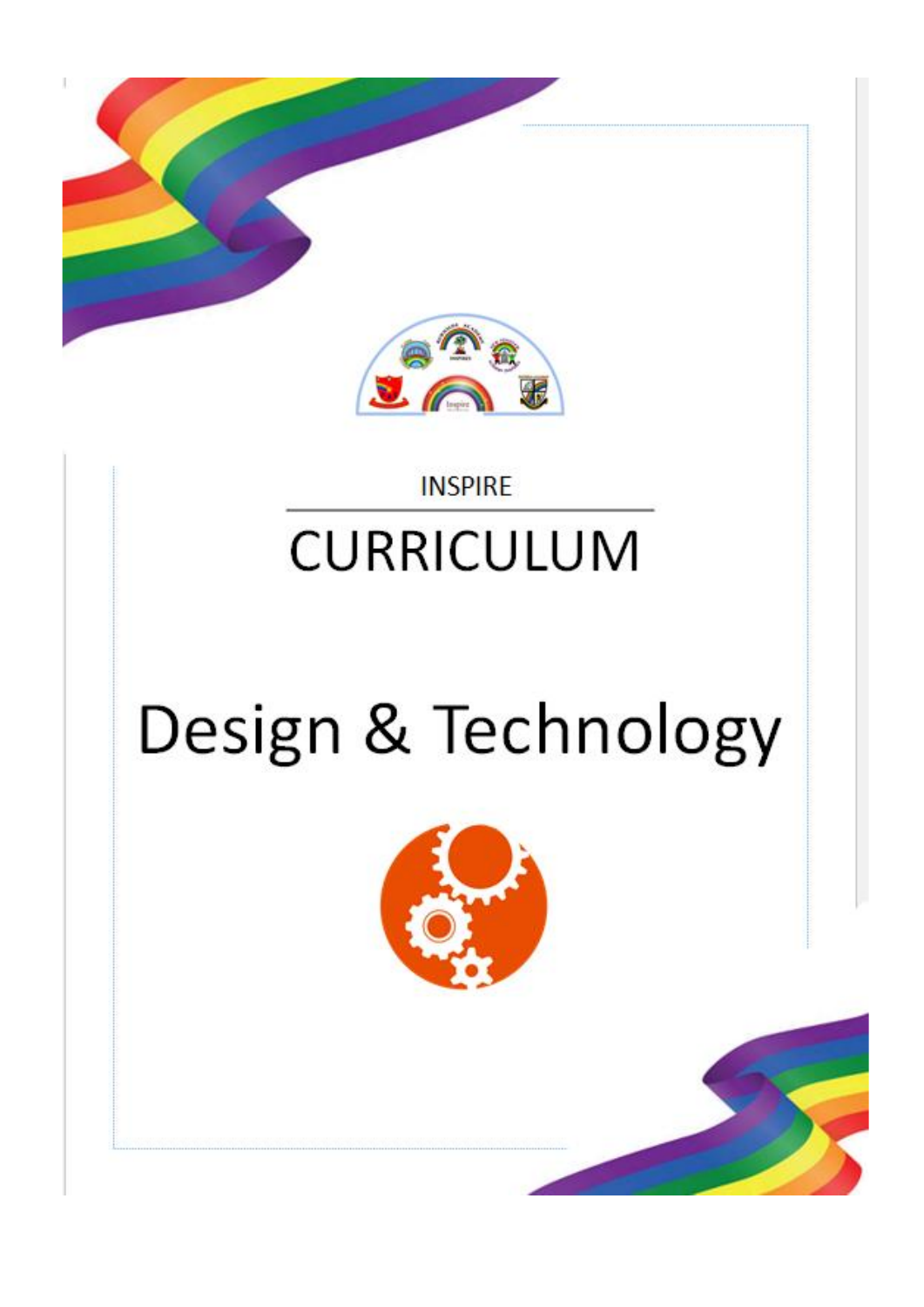INSPIRE

# CURRICULUM

# Design & Technology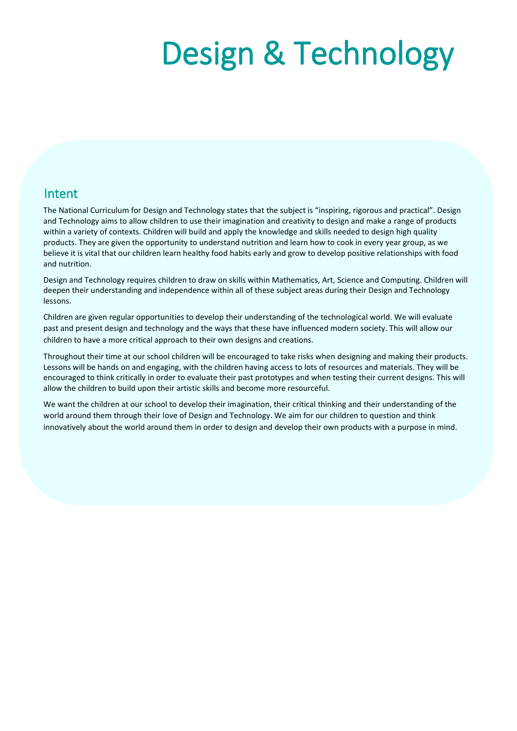# Design & Technology

## Intent

The National Curriculum for Design and Technology states that the subject is "inspiring, rigorous and practical". Design and Technology aims to allow children to use their imagination and creativity to design and make a range of products within a variety of contexts. Children will build and apply the knowledge and skills needed to design high quality products. They are given the opportunity to understand nutrition and learn how to cook in every year group, as we believe it is vital that our children learn healthy food habits early and grow to develop positive relationships with food and nutrition.

Design and Technology requires children to draw on skills within Mathematics, Art, Science and Computing. Children will deepen their understanding and independence within all of these subject areas during their Design and Technology lessons.

Children are given regular opportunities to develop their understanding of the technological world. We will evaluate past and present design and technology and the ways that these have influenced modern society. This will allow our children to have a more critical approach to their own designs and creations.

Throughout their time at our school children will be encouraged to take risks when designing and making their products. Lessons will be hands on and engaging, with the children having access to lots of resources and materials. They will be encouraged to think critically in order to evaluate their past prototypes and when testing their current designs. This will allow the children to build upon their artistic skills and become more resourceful.

We want the children at our school to develop their imagination, their critical thinking and their understanding of the world around them through their love of Design and Technology. We aim for our children to question and think innovatively about the world around them in order to design and develop their own products with a purpose in mind.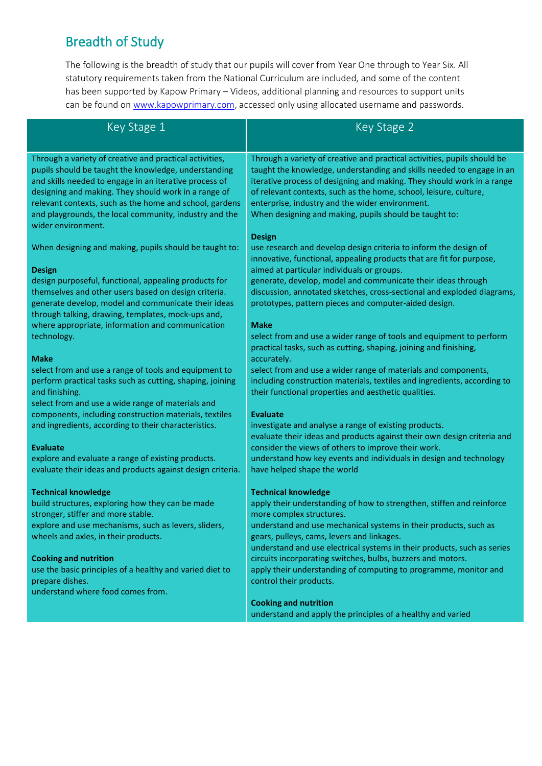## Breadth of Study

The following is the breadth of study that our pupils will cover from Year One through to Year Six. All statutory requirements taken from the National Curriculum are included, and some of the content has been supported by Kapow Primary – Videos, additional planning and resources to support units can be found on [www.kapowprimary.com](www.kapowprimary.com), accessed only using allocated username and passwords.

| Key Stage 1 | Key Stage 2 |
|---|---|
| Through a variety of creative and practical activities, pupils should be taught the knowledge, understanding and skills needed to engage in an iterative process of designing and making. They should work in a range of relevant contexts, such as the home and school, gardens and playgrounds, the local community, industry and the wider environment.<br><br>When designing and making, pupils should be taught to:<br><br>**Design**<br>design purposeful, functional, appealing products for themselves and other users based on design criteria.<br>generate develop, model and communicate their ideas through talking, drawing, templates, mock-ups and, where appropriate, information and communication technology.<br><br>**Make**<br>select from and use a range of tools and equipment to perform practical tasks such as cutting, shaping, joining and finishing.<br>select from and use a wide range of materials and components, including construction materials, textiles and ingredients, according to their characteristics.<br><br>**Evaluate**<br>explore and evaluate a range of existing products.<br>evaluate their ideas and products against design criteria.<br><br>**Technical knowledge**<br>build structures, exploring how they can be made stronger, stiffer and more stable.<br>explore and use mechanisms, such as levers, sliders, wheels and axles, in their products.<br><br>**Cooking and nutrition**<br>use the basic principles of a healthy and varied diet to prepare dishes.<br>understand where food comes from. | Through a variety of creative and practical activities, pupils should be taught the knowledge, understanding and skills needed to engage in an iterative process of designing and making. They should work in a range of relevant contexts, such as the home, school, leisure, culture, enterprise, industry and the wider environment.<br>When designing and making, pupils should be taught to:<br><br>**Design**<br>use research and develop design criteria to inform the design of innovative, functional, appealing products that are fit for purpose, aimed at particular individuals or groups.<br>generate, develop, model and communicate their ideas through discussion, annotated sketches, cross-sectional and exploded diagrams, prototypes, pattern pieces and computer-aided design.<br><br>**Make**<br>select from and use a wider range of tools and equipment to perform practical tasks, such as cutting, shaping, joining and finishing, accurately.<br>select from and use a wider range of materials and components, including construction materials, textiles and ingredients, according to their functional properties and aesthetic qualities.<br><br>**Evaluate**<br>investigate and analyse a range of existing products.<br>evaluate their ideas and products against their own design criteria and consider the views of others to improve their work.<br>understand how key events and individuals in design and technology have helped shape the world<br><br>**Technical knowledge**<br>apply their understanding of how to strengthen, stiffen and reinforce more complex structures.<br>understand and use mechanical systems in their products, such as gears, pulleys, cams, levers and linkages.<br>understand and use electrical systems in their products, such as series circuits incorporating switches, bulbs, buzzers and motors.<br>apply their understanding of computing to programme, monitor and control their products.<br><br>**Cooking and nutrition**<br>understand and apply the principles of a healthy and varied |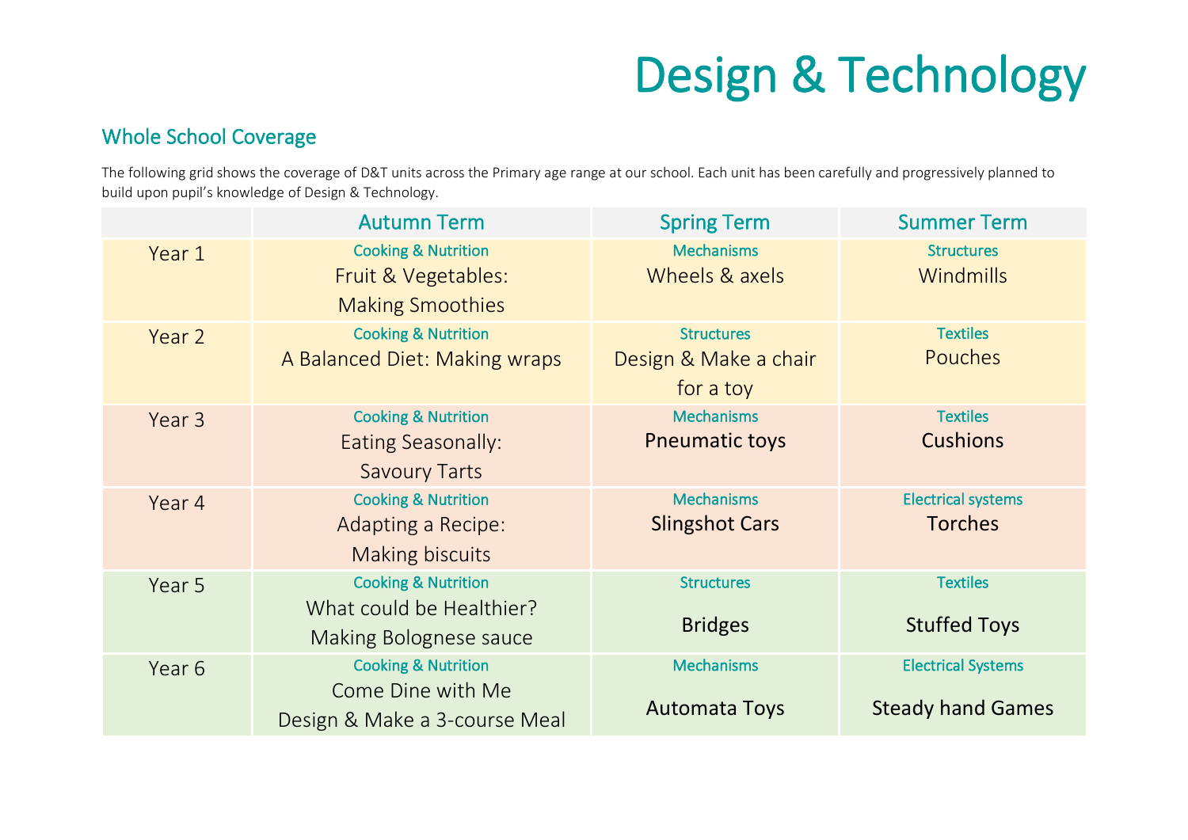# Design & Technology

## Whole School Coverage

The following grid shows the coverage of D&T units across the Primary age range at our school. Each unit has been carefully and progressively planned to build upon pupil's knowledge of Design & Technology.

| | Autumn Term | Spring Term | Summer Term |
|---|---|---|---|
| Year 1 | Cooking & Nutrition<br>Fruit & Vegetables: Making Smoothies | Mechanisms<br>Wheels & axels | Structures<br>Windmills |
| Year 2 | Cooking & Nutrition<br>A Balanced Diet: Making wraps | Structures<br>Design & Make a chair for a toy | Textiles<br>Pouches |
| Year 3 | Cooking & Nutrition<br>Eating Seasonally: Savoury Tarts | Mechanisms<br>Pneumatic toys | Textiles<br>Cushions |
| Year 4 | Cooking & Nutrition<br>Adapting a Recipe: Making biscuits | Mechanisms<br>Slingshot Cars | Electrical systems<br>Torches |
| Year 5 | Cooking & Nutrition<br>What could be Healthier? Making Bolognese sauce | Structures<br>Bridges | Textiles<br>Stuffed Toys |
| Year 6 | Cooking & Nutrition<br>Come Dine with Me<br>Design & Make a 3-course Meal | Mechanisms<br>Automata Toys | Electrical Systems<br>Steady hand Games |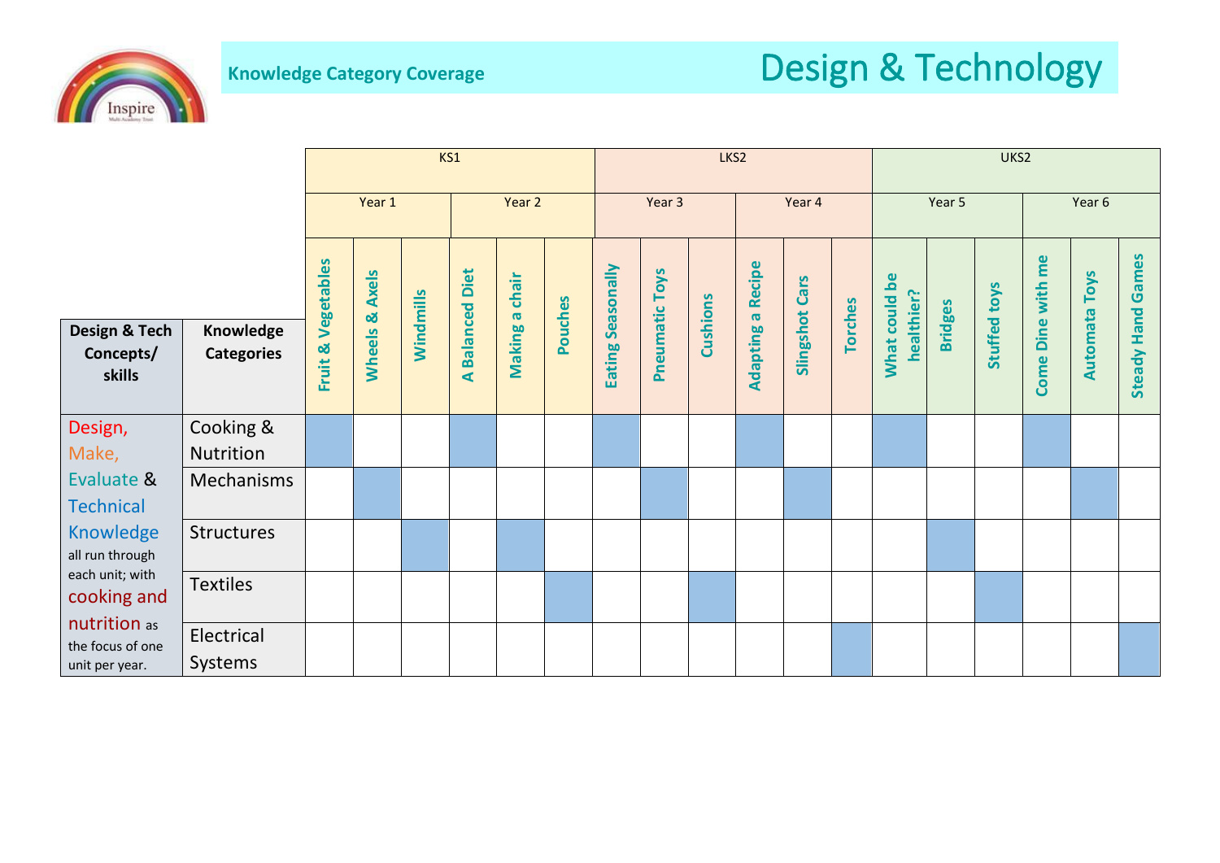**Knowledge Category Coverage**

# Design & Technology

| Design & Tech Concepts/ skills | Knowledge Categories | KS1 | | | | | | LKS2 | | | | | | UKS2 | | | | | |
|---|---|---|---|---|---|---|---|---|---|---|---|---|---|---|---|---|---|---|---|
| | | Year 1 | | | Year 2 | | | Year 3 | | | Year 4 | | | Year 5 | | | Year 6 | | |
| | | Fruit & Vegetables | Wheels & Axels | Windmills | A Balanced Diet | Making a chair | Pouches | Eating Seasonally | Pneumatic Toys | Cushions | Adapting a Recipe | Slingshot Cars | Torches | What could be healthier? | Bridges | Stuffed toys | Come Dine with me | Automata Toys | Steady Hand Games |
| Design, Make, Evaluate & Technical Knowledge all run through each unit; with cooking and nutrition as the focus of one unit per year. | Cooking & Nutrition | ■ | | | ■ | | | ■ | | | ■ | | | ■ | | | ■ | | |
| | Mechanisms | | ■ | | | | | | ■ | | | ■ | | | | | | ■ | |
| | Structures | | | ■ | | ■ | | | | | | | | | ■ | | | | |
| | Textiles | | | | | | ■ | | | ■ | | | | | | ■ | | | |
| | Electrical Systems | | | | | | | | | | | | ■ | | | | | | ■ |